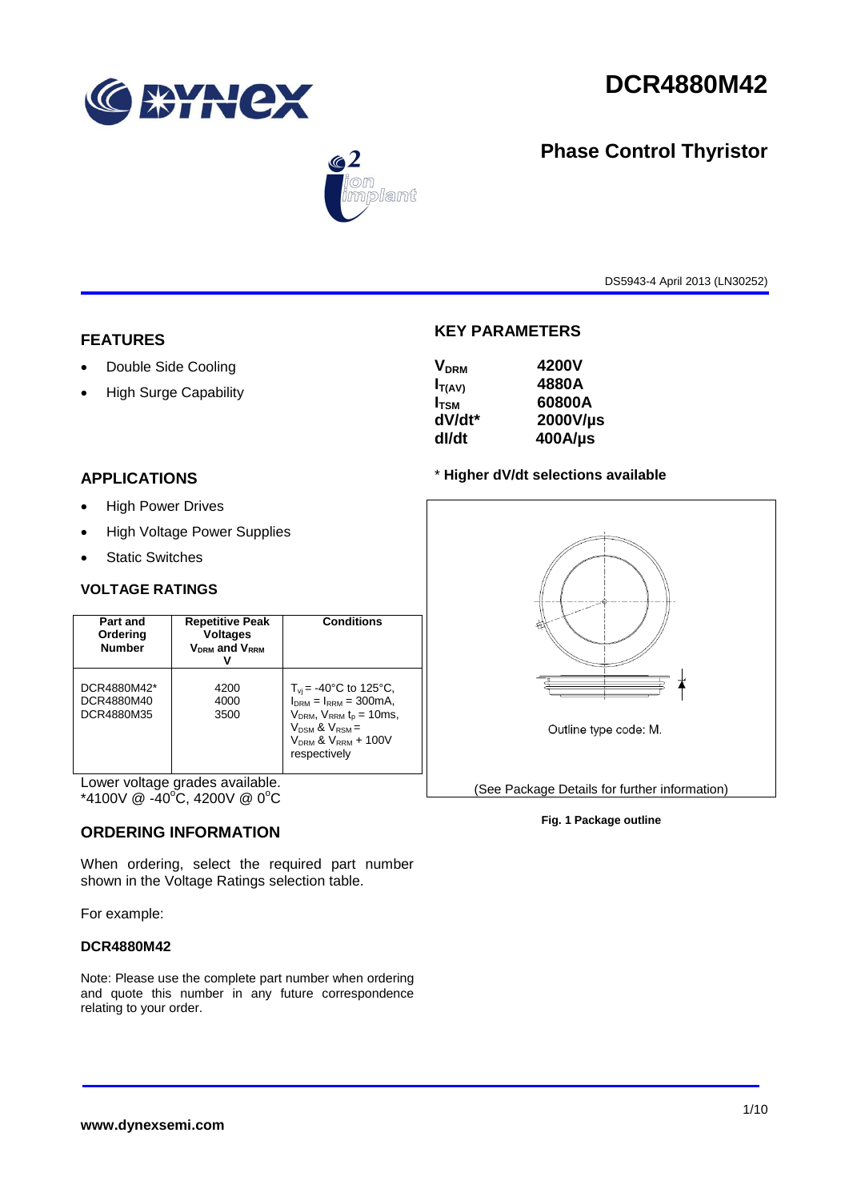# DCR4880M42

## Phase Control Thyristor

DS5943-4 April 2013 (LN30252)

## FEATURES

- Double Side Cooling
- High Surge Capability

## APPLICATIONS

- High Power Drives
- High Voltage Power Supplies
- Static Switches

## KEY PARAMETERS

| | |
|---|---|
| $V_{DRM}$ | 4200V |
| $I_{T(AV)}$ | 4880A |
| $I_{TSM}$ | 60800A |
| dV/dt* | 2000V/µs |
| dI/dt | 400A/µs |

* **Higher dV/dt selections available**

## VOLTAGE RATINGS

| Part and Ordering Number | Repetitive Peak Voltages $V_{DRM}$ and $V_{RRM}$ V | Conditions |
|---|---|---|
| DCR4880M42*<br>DCR4880M40<br>DCR4880M35 | 4200<br>4000<br>3500 | $T_{vj}$ = -40°C to 125°C, $I_{DRM}$ = $I_{RRM}$ = 300mA, $V_{DRM}$, $V_{RRM}$ $t_p$ = 10ms, $V_{DSM}$ & $V_{RSM}$ = $V_{DRM}$ & $V_{RRM}$ + 100V respectively |

Lower voltage grades available.
*4100V @ -40°C, 4200V @ 0°C

Outline type code: M.

(See Package Details for further information)

**Fig. 1 Package outline**

## ORDERING INFORMATION

When ordering, select the required part number shown in the Voltage Ratings selection table.

For example:

**DCR4880M42**

Note: Please use the complete part number when ordering and quote this number in any future correspondence relating to your order.

**www.dynexsemi.com**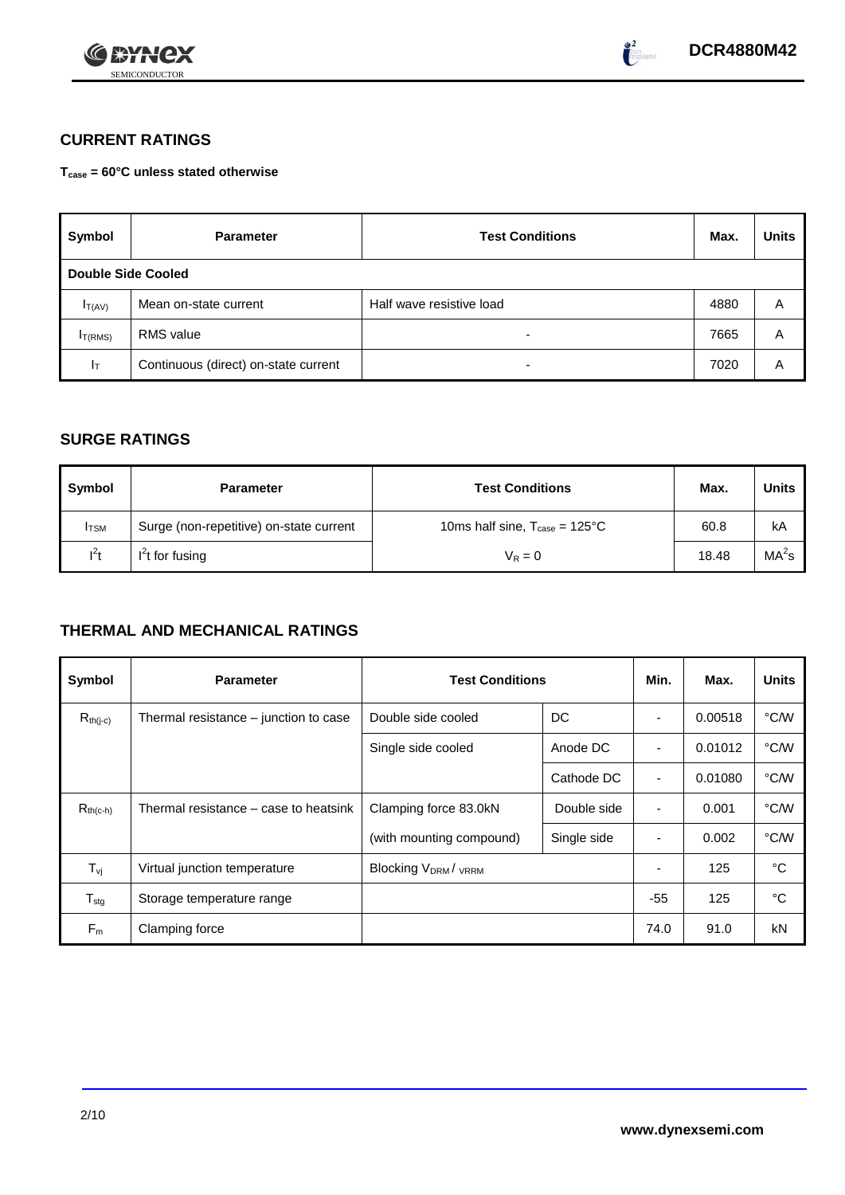## CURRENT RATINGS

**$T_{case}$ = 60°C unless stated otherwise**

| Symbol | Parameter | Test Conditions | Max. | Units |
|---|---|---|---|---|
| **Double Side Cooled** | | | | |
| $I_{T(AV)}$ | Mean on-state current | Half wave resistive load | 4880 | A |
| $I_{T(RMS)}$ | RMS value | - | 7665 | A |
| $I_T$ | Continuous (direct) on-state current | - | 7020 | A |

## SURGE RATINGS

| Symbol | Parameter | Test Conditions | Max. | Units |
|---|---|---|---|---|
| $I_{TSM}$ | Surge (non-repetitive) on-state current | 10ms half sine, $T_{case}$ = 125°C | 60.8 | kA |
| $I^2t$ | $I^2t$ for fusing | $V_R = 0$ | 18.48 | $MA^2s$ |

## THERMAL AND MECHANICAL RATINGS

| Symbol | Parameter | Test Conditions | | Min. | Max. | Units |
|---|---|---|---|---|---|---|
| $R_{th(j-c)}$ | Thermal resistance – junction to case | Double side cooled | DC | - | 0.00518 | °C/W |
| | | Single side cooled | Anode DC | - | 0.01012 | °C/W |
| | | | Cathode DC | - | 0.01080 | °C/W |
| $R_{th(c-h)}$ | Thermal resistance – case to heatsink | Clamping force 83.0kN | Double side | - | 0.001 | °C/W |
| | | (with mounting compound) | Single side | - | 0.002 | °C/W |
| $T_{vj}$ | Virtual junction temperature | Blocking $V_{DRM}$ / $V_{RRM}$ | | - | 125 | °C |
| $T_{stg}$ | Storage temperature range | | | -55 | 125 | °C |
| $F_m$ | Clamping force | | | 74.0 | 91.0 | kN |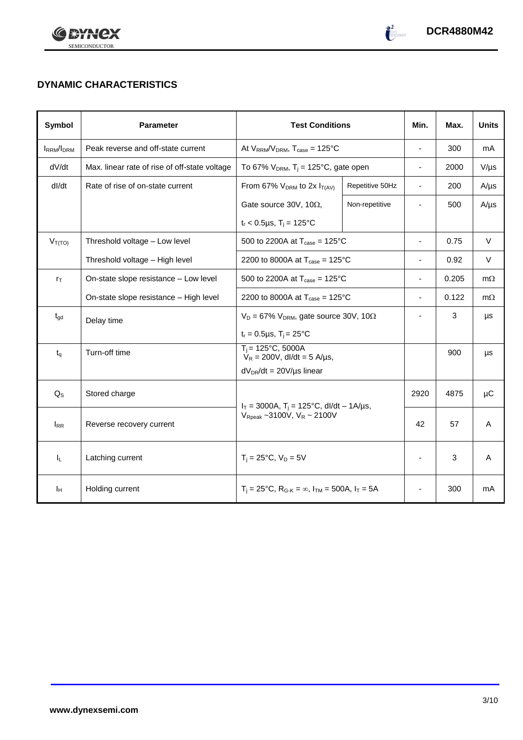## DYNAMIC CHARACTERISTICS

| Symbol | Parameter | Test Conditions | | Min. | Max. | Units |
|---|---|---|---|---|---|---|
| $I_{RRM}/I_{DRM}$ | Peak reverse and off-state current | At $V_{RRM}/V_{DRM}$, $T_{case}$ = 125°C | | - | 300 | mA |
| dV/dt | Max. linear rate of rise of off-state voltage | To 67% $V_{DRM}$, $T_j$ = 125°C, gate open | | - | 2000 | V/µs |
| dI/dt | Rate of rise of on-state current | From 67% $V_{DRM}$ to 2x $I_{T(AV)}$ | Repetitive 50Hz | - | 200 | A/µs |
| | | Gate source 30V, 10Ω, | Non-repetitive | - | 500 | A/µs |
| | | $t_r$ < 0.5µs, $T_j$ = 125°C | | | | |
| $V_{T(TO)}$ | Threshold voltage – Low level | 500 to 2200A at $T_{case}$ = 125°C | | - | 0.75 | V |
| | Threshold voltage – High level | 2200 to 8000A at $T_{case}$ = 125°C | | - | 0.92 | V |
| $r_T$ | On-state slope resistance – Low level | 500 to 2200A at $T_{case}$ = 125°C | | - | 0.205 | mΩ |
| | On-state slope resistance – High level | 2200 to 8000A at $T_{case}$ = 125°C | | - | 0.122 | mΩ |
| $t_{gd}$ | Delay time | $V_D$ = 67% $V_{DRM}$, gate source 30V, 10Ω | | - | 3 | µs |
| | | $t_r$ = 0.5µs, $T_j$ = 25°C | | | | |
| $t_q$ | Turn-off time | $T_j$ = 125°C, 5000A $V_R$ = 200V, dI/dt = 5 A/µs, | | | 900 | µs |
| | | $dV_{DR}/dt$ = 20V/µs linear | | | | |
| $Q_S$ | Stored charge | $I_T$ = 3000A, $T_j$ = 125°C, dI/dt – 1A/µs, $V_{Rpeak}$ ~3100V, $V_R$ ~ 2100V | | 2920 | 4875 | µC |
| $I_{RR}$ | Reverse recovery current | | | 42 | 57 | A |
| $I_L$ | Latching current | $T_j$ = 25°C, $V_D$ = 5V | | - | 3 | A |
| $I_H$ | Holding current | $T_j$ = 25°C, $R_{G-K}$ = ∞, $I_{TM}$ = 500A, $I_T$ = 5A | | - | 300 | mA |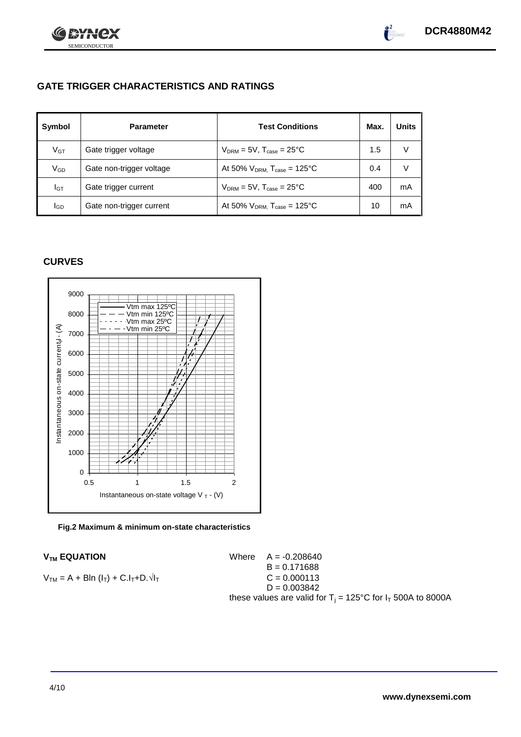## GATE TRIGGER CHARACTERISTICS AND RATINGS

| Symbol | Parameter | Test Conditions | Max. | Units |
|---|---|---|---|---|
| $V_{GT}$ | Gate trigger voltage | $V_{DRM}$ = 5V, $T_{case}$ = 25°C | 1.5 | V |
| $V_{GD}$ | Gate non-trigger voltage | At 50% $V_{DRM}$, $T_{case}$ = 125°C | 0.4 | V |
| $I_{GT}$ | Gate trigger current | $V_{DRM}$ = 5V, $T_{case}$ = 25°C | 400 | mA |
| $I_{GD}$ | Gate non-trigger current | At 50% $V_{DRM}$, $T_{case}$ = 125°C | 10 | mA |

## CURVES

Fig.2 Maximum & minimum on-state characteristics

### $V_{TM}$ EQUATION

$$V_{TM} = A + B\ln(I_T) + C.I_T + D.\sqrt{I_T}$$

Where
$A = -0.208640$
$B = 0.171688$
$C = 0.000113$
$D = 0.003842$

these values are valid for $T_j$ = 125°C for $I_T$ 500A to 8000A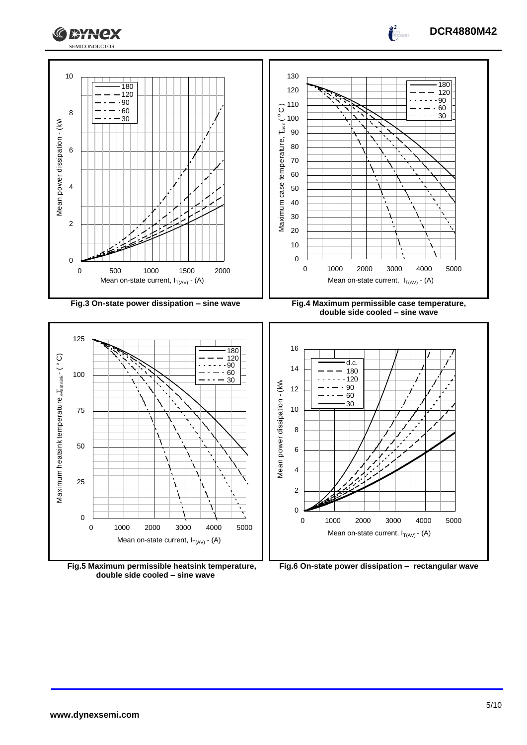Fig.3 On-state power dissipation – sine wave

Fig.4 Maximum permissible case temperature, double side cooled – sine wave

Fig.5 Maximum permissible heatsink temperature, double side cooled – sine wave

Fig.6 On-state power dissipation – rectangular wave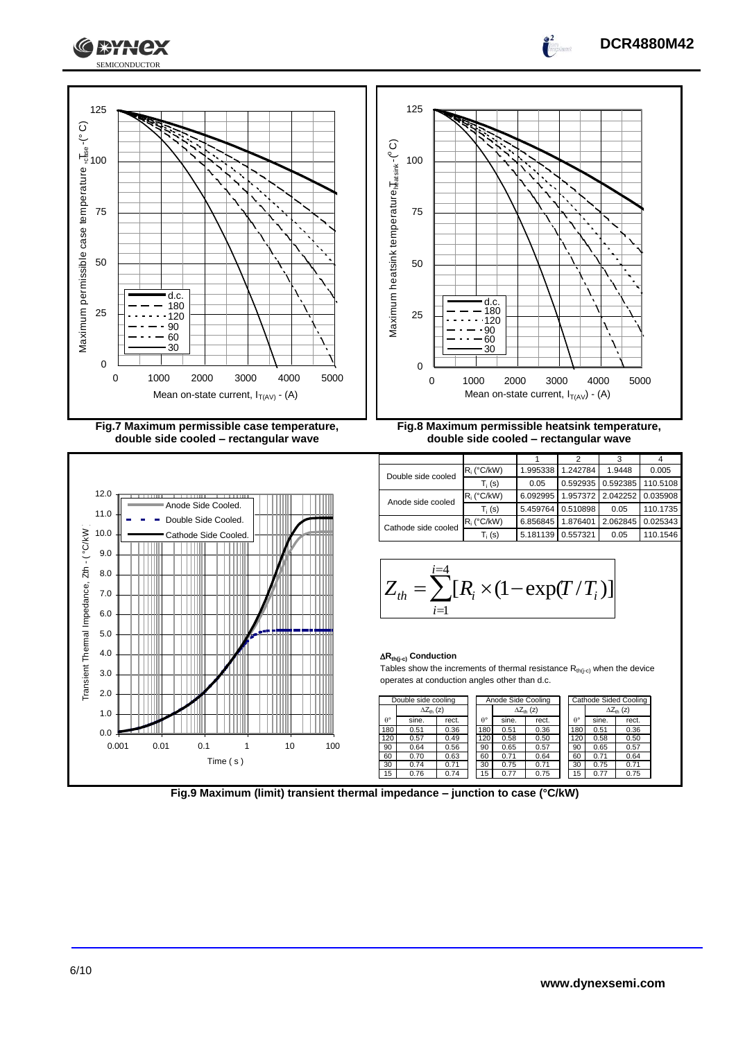**Fig.7 Maximum permissible case temperature, double side cooled – rectangular wave**

**Fig.8 Maximum permissible heatsink temperature, double side cooled – rectangular wave**

| | | 1 | 2 | 3 | 4 |
|---|---|---|---|---|---|
| Double side cooled | $R_i$ (°C/kW) | 1.995338 | 1.242784 | 1.9448 | 0.005 |
| | $T_i$ (s) | 0.05 | 0.592935 | 0.592385 | 110.5108 |
| Anode side cooled | $R_i$ (°C/kW) | 6.092995 | 1.957372 | 2.042252 | 0.035908 |
| | $T_i$ (s) | 5.459764 | 0.510898 | 0.05 | 110.1735 |
| Cathode side cooled | $R_i$ (°C/kW) | 6.856845 | 1.876401 | 2.062845 | 0.025343 |
| | $T_i$ (s) | 5.181139 | 0.557321 | 0.05 | 110.1546 |

$$Z_{th} = \sum_{i=1}^{i=4} [R_i \times (1 - \exp(T / T_i)]$$

**$\Delta R_{th(j-c)}$ Conduction**

Tables show the increments of thermal resistance $R_{th(j-c)}$ when the device operates at conduction angles other than d.c.

| Double side cooling | | |
|---|---|---|
| | $\Delta Z_{th}$ (z) | |
| θ° | sine. | rect. |
| 180 | 0.51 | 0.36 |
| 120 | 0.57 | 0.49 |
| 90 | 0.64 | 0.56 |
| 60 | 0.70 | 0.63 |
| 30 | 0.74 | 0.71 |
| 15 | 0.76 | 0.74 |

| Anode Side Cooling | | |
|---|---|---|
| | $\Delta Z_{th}$ (z) | |
| θ° | sine. | rect. |
| 180 | 0.51 | 0.36 |
| 120 | 0.58 | 0.50 |
| 90 | 0.65 | 0.57 |
| 60 | 0.71 | 0.64 |
| 30 | 0.75 | 0.71 |
| 15 | 0.77 | 0.75 |

| Cathode Sided Cooling | | |
|---|---|---|
| | $\Delta Z_{th}$ (z) | |
| θ° | sine. | rect. |
| 180 | 0.51 | 0.36 |
| 120 | 0.58 | 0.50 |
| 90 | 0.65 | 0.57 |
| 60 | 0.71 | 0.64 |
| 30 | 0.75 | 0.71 |
| 15 | 0.77 | 0.75 |

**Fig.9 Maximum (limit) transient thermal impedance – junction to case (°C/kW)**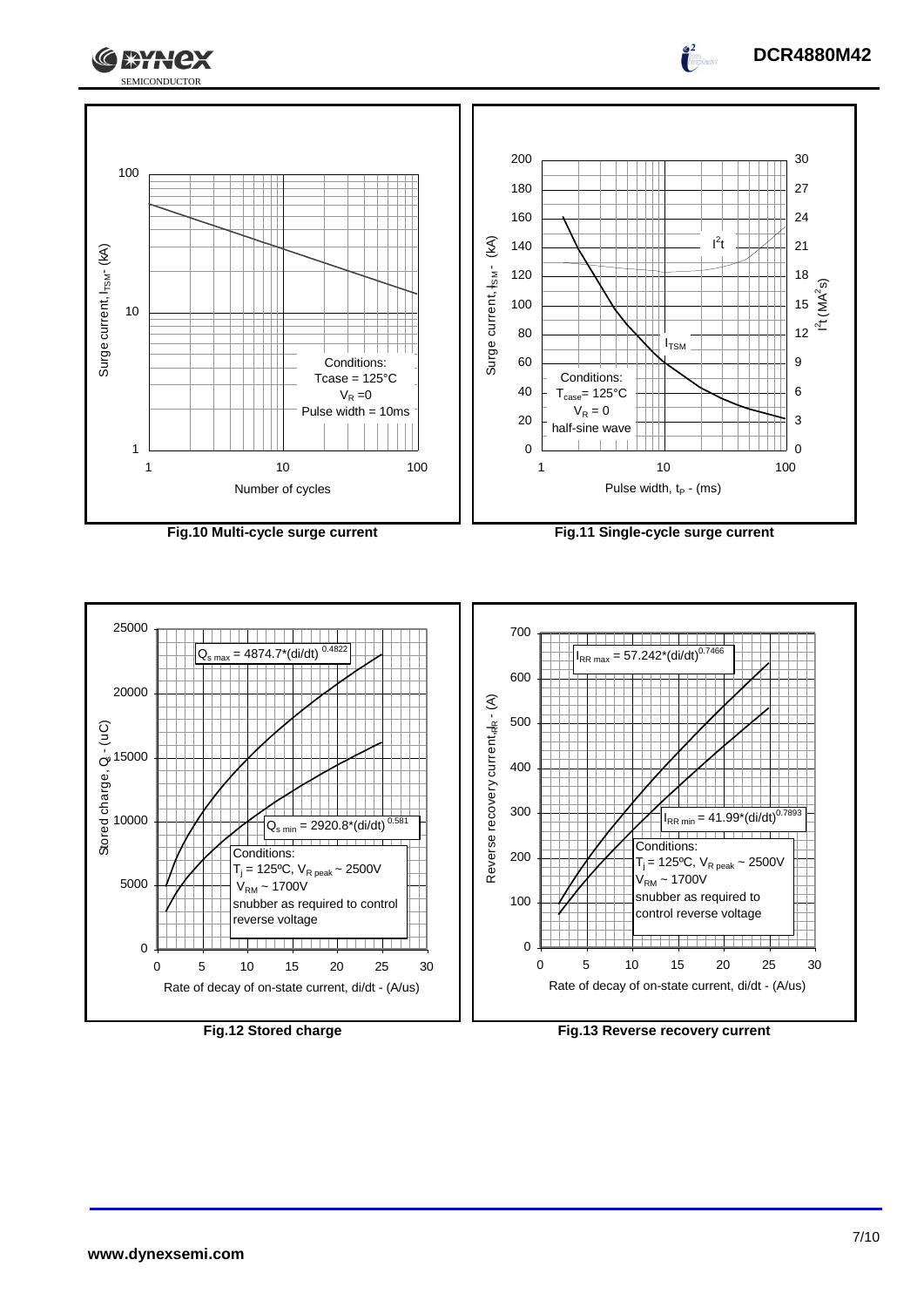Conditions:
Tcase = 125°C
$V_R$ = 0
Pulse width = 10ms

**Fig.10 Multi-cycle surge current**

Conditions:
$T_{case}$ = 125°C
$V_R$ = 0
half-sine wave

**Fig.11 Single-cycle surge current**

$Q_{s\,max} = 4874.7*(di/dt)^{0.4822}$

$Q_{s\,min} = 2920.8*(di/dt)^{0.581}$

Conditions:
$T_j$ = 125ºC, $V_{R\,peak}$ ~ 2500V
$V_{RM}$ ~ 1700V
snubber as required to control reverse voltage

**Fig.12 Stored charge**

$I_{RR\,max} = 57.242*(di/dt)^{0.7466}$

$I_{RR\,min} = 41.99*(di/dt)^{0.7893}$

Conditions:
$T_j$ = 125ºC, $V_{R\,peak}$ ~ 2500V
$V_{RM}$ ~ 1700V
snubber as required to control reverse voltage

**Fig.13 Reverse recovery current**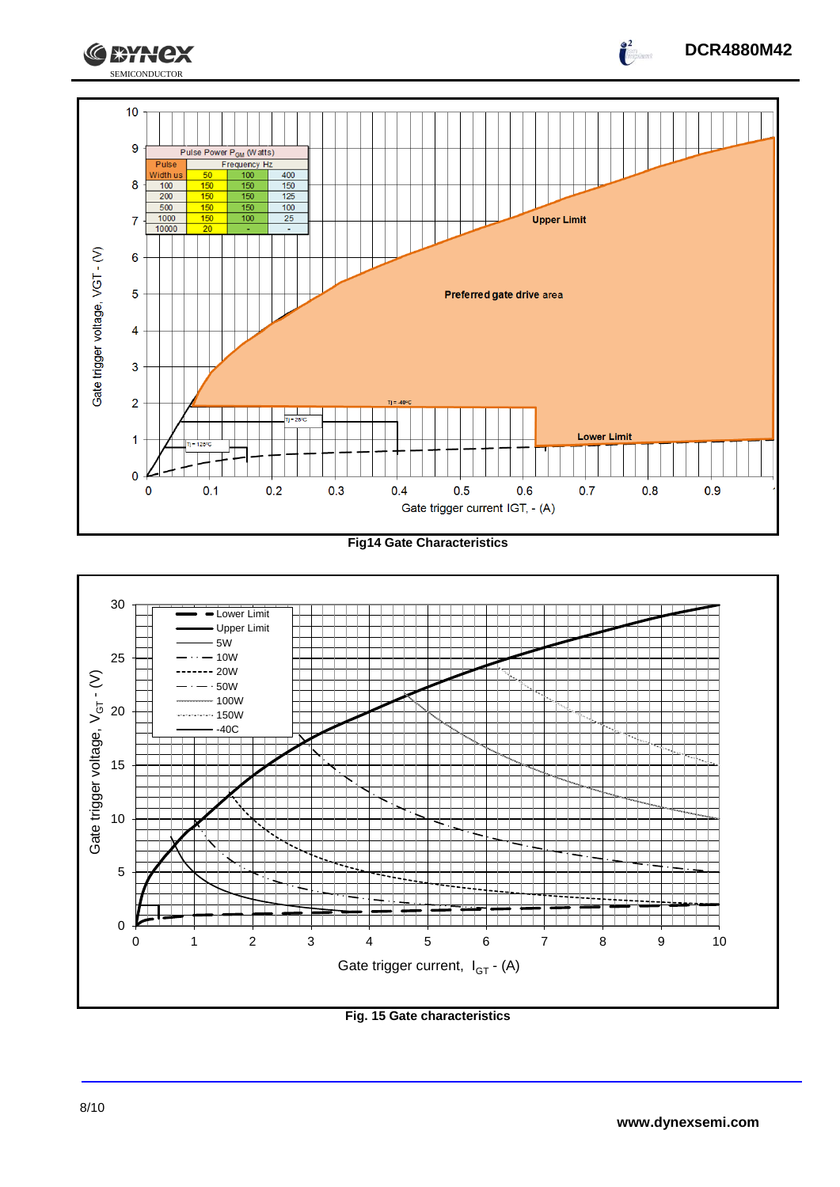| Pulse Width us | Frequency Hz 50 | 100 | 400 |
|---|---|---|---|
| 100 | 150 | 150 | 150 |
| 200 | 150 | 150 | 125 |
| 500 | 150 | 150 | 100 |
| 1000 | 150 | 100 | 25 |
| 10000 | 20 | - | - |

Pulse Power $P_{GM}$ (Watts)

**Fig14 Gate Characteristics**

**Fig. 15 Gate characteristics**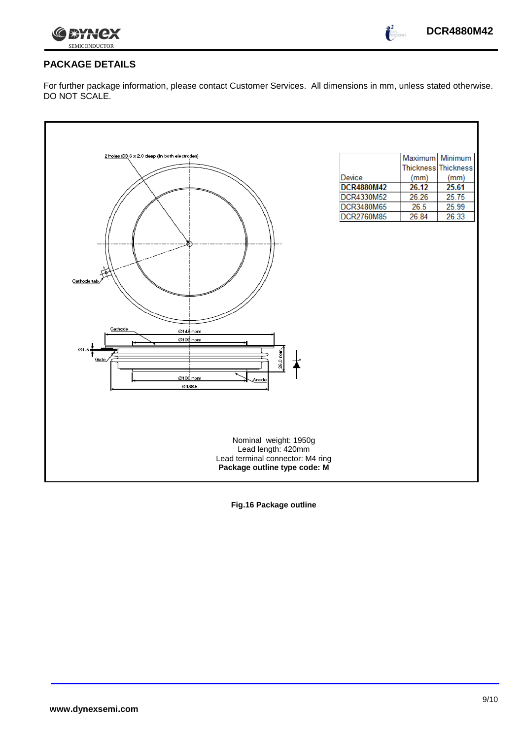## PACKAGE DETAILS

For further package information, please contact Customer Services. All dimensions in mm, unless stated otherwise. DO NOT SCALE.

| Device | Maximum Thickness (mm) | Minimum Thickness (mm) |
|---|---|---|
| **DCR4880M42** | **26.12** | **25.61** |
| DCR4330M52 | 26.26 | 25.75 |
| DCR3480M65 | 26.5 | 25.99 |
| DCR2760M85 | 26.84 | 26.33 |

2 holes Ø3.6 x 2.0 deep (In both electrodes)

Cathode tab

Cathode

Ø148 nom

Ø100 nom

Ø1.5

Gate

26.0 nom.

Ø100 nom

Anode

Ø138.5

Nominal weight: 1950g
Lead length: 420mm
Lead terminal connector: M4 ring
**Package outline type code: M**

**Fig.16 Package outline**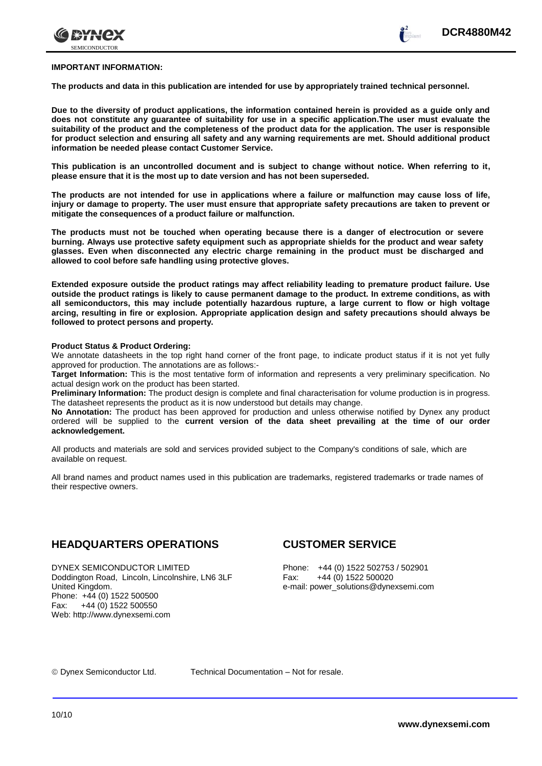**IMPORTANT INFORMATION:**

**The products and data in this publication are intended for use by appropriately trained technical personnel.**

**Due to the diversity of product applications, the information contained herein is provided as a guide only and does not constitute any guarantee of suitability for use in a specific application.The user must evaluate the suitability of the product and the completeness of the product data for the application. The user is responsible for product selection and ensuring all safety and any warning requirements are met. Should additional product information be needed please contact Customer Service.**

**This publication is an uncontrolled document and is subject to change without notice. When referring to it, please ensure that it is the most up to date version and has not been superseded.**

**The products are not intended for use in applications where a failure or malfunction may cause loss of life, injury or damage to property. The user must ensure that appropriate safety precautions are taken to prevent or mitigate the consequences of a product failure or malfunction.**

**The products must not be touched when operating because there is a danger of electrocution or severe burning. Always use protective safety equipment such as appropriate shields for the product and wear safety glasses. Even when disconnected any electric charge remaining in the product must be discharged and allowed to cool before safe handling using protective gloves.**

**Extended exposure outside the product ratings may affect reliability leading to premature product failure. Use outside the product ratings is likely to cause permanent damage to the product. In extreme conditions, as with all semiconductors, this may include potentially hazardous rupture, a large current to flow or high voltage arcing, resulting in fire or explosion. Appropriate application design and safety precautions should always be followed to protect persons and property.**

**Product Status & Product Ordering:**

We annotate datasheets in the top right hand corner of the front page, to indicate product status if it is not yet fully approved for production. The annotations are as follows:-

**Target Information:** This is the most tentative form of information and represents a very preliminary specification. No actual design work on the product has been started.

**Preliminary Information:** The product design is complete and final characterisation for volume production is in progress. The datasheet represents the product as it is now understood but details may change.

**No Annotation:** The product has been approved for production and unless otherwise notified by Dynex any product ordered will be supplied to the **current version of the data sheet prevailing at the time of our order acknowledgement.**

All products and materials are sold and services provided subject to the Company's conditions of sale, which are available on request.

All brand names and product names used in this publication are trademarks, registered trademarks or trade names of their respective owners.

## HEADQUARTERS OPERATIONS

DYNEX SEMICONDUCTOR LIMITED
Doddington Road, Lincoln, Lincolnshire, LN6 3LF
United Kingdom.
Phone: +44 (0) 1522 500500
Fax: +44 (0) 1522 500550
Web: http://www.dynexsemi.com

## CUSTOMER SERVICE

Phone: +44 (0) 1522 502753 / 502901
Fax: +44 (0) 1522 500020
e-mail: power_solutions@dynexsemi.com

© Dynex Semiconductor Ltd. Technical Documentation – Not for resale.